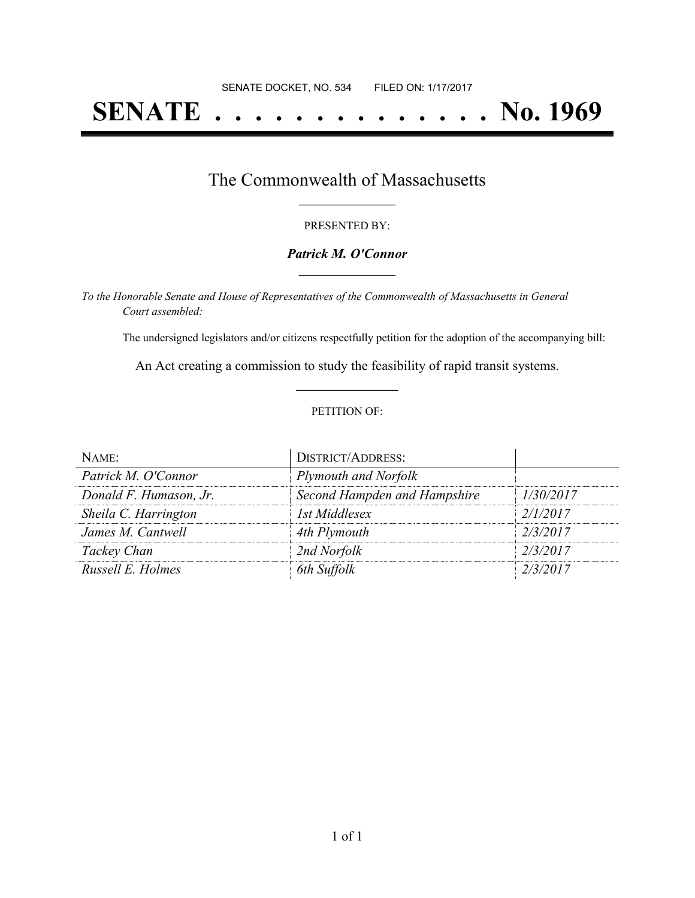SENATE DOCKET, NO. 534 FILED ON: 1/17/2017

# SENATE . . . . . . . . . . . . . . No. 1969

## The Commonwealth of Massachusetts

PRESENTED BY:

***Patrick M. O'Connor***

*To the Honorable Senate and House of Representatives of the Commonwealth of Massachusetts in General Court assembled:*

The undersigned legislators and/or citizens respectfully petition for the adoption of the accompanying bill:

An Act creating a commission to study the feasibility of rapid transit systems.

PETITION OF:

| NAME: | DISTRICT/ADDRESS: | |
|---|---|---|
| *Patrick M. O'Connor* | *Plymouth and Norfolk* | |
| *Donald F. Humason, Jr.* | *Second Hampden and Hampshire* | *1/30/2017* |
| *Sheila C. Harrington* | *1st Middlesex* | *2/1/2017* |
| *James M. Cantwell* | *4th Plymouth* | *2/3/2017* |
| *Tackey Chan* | *2nd Norfolk* | *2/3/2017* |
| *Russell E. Holmes* | *6th Suffolk* | *2/3/2017* |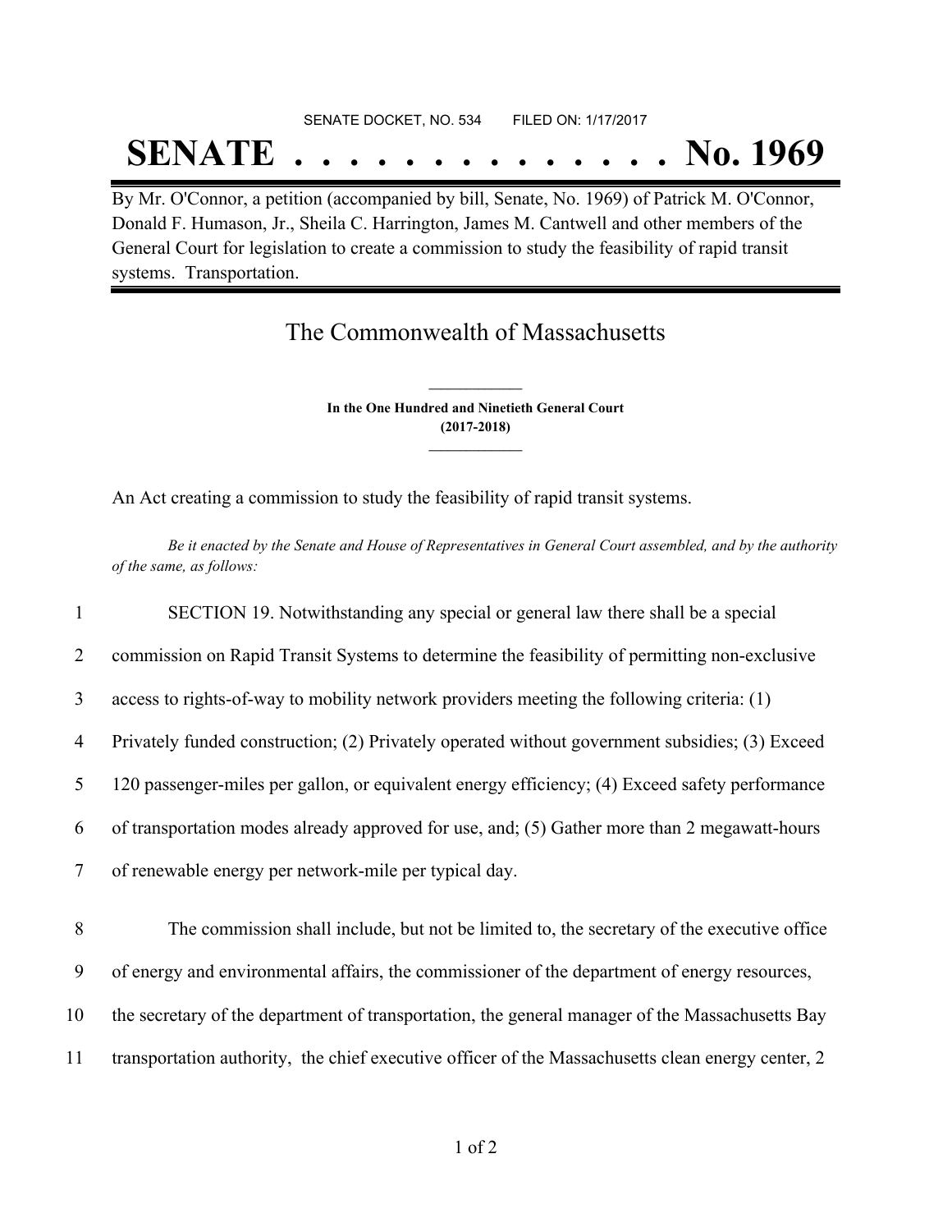SENATE DOCKET, NO. 534        FILED ON: 1/17/2017

# SENATE . . . . . . . . . . . . . . No. 1969

By Mr. O'Connor, a petition (accompanied by bill, Senate, No. 1969) of Patrick M. O'Connor, Donald F. Humason, Jr., Sheila C. Harrington, James M. Cantwell and other members of the General Court for legislation to create a commission to study the feasibility of rapid transit systems. Transportation.

## The Commonwealth of Massachusetts

**In the One Hundred and Ninetieth General Court**
**(2017-2018)**

An Act creating a commission to study the feasibility of rapid transit systems.

*Be it enacted by the Senate and House of Representatives in General Court assembled, and by the authority of the same, as follows:*

1 SECTION 19. Notwithstanding any special or general law there shall be a special
2 commission on Rapid Transit Systems to determine the feasibility of permitting non-exclusive
3 access to rights-of-way to mobility network providers meeting the following criteria: (1)
4 Privately funded construction; (2) Privately operated without government subsidies; (3) Exceed
5 120 passenger-miles per gallon, or equivalent energy efficiency; (4) Exceed safety performance
6 of transportation modes already approved for use, and; (5) Gather more than 2 megawatt-hours
7 of renewable energy per network-mile per typical day.

8 The commission shall include, but not be limited to, the secretary of the executive office
9 of energy and environmental affairs, the commissioner of the department of energy resources,
10 the secretary of the department of transportation, the general manager of the Massachusetts Bay
11 transportation authority, the chief executive officer of the Massachusetts clean energy center, 2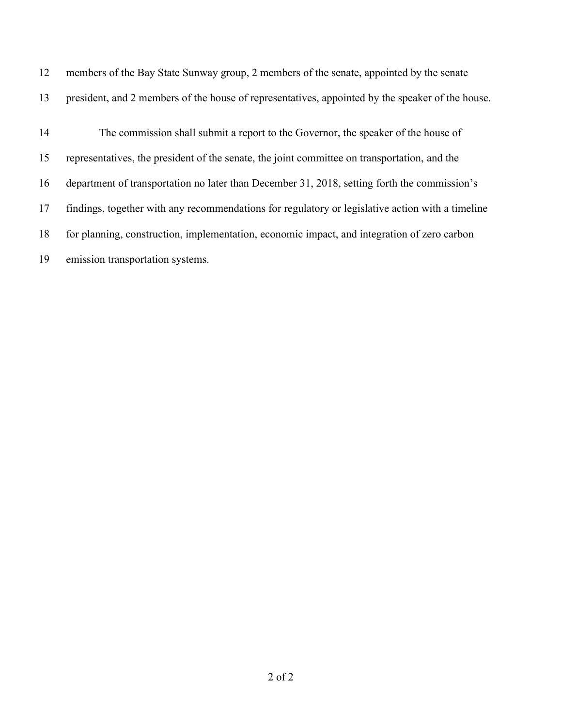12 members of the Bay State Sunway group, 2 members of the senate, appointed by the senate

13 president, and 2 members of the house of representatives, appointed by the speaker of the house.

14 The commission shall submit a report to the Governor, the speaker of the house of

15 representatives, the president of the senate, the joint committee on transportation, and the

16 department of transportation no later than December 31, 2018, setting forth the commission's

17 findings, together with any recommendations for regulatory or legislative action with a timeline

18 for planning, construction, implementation, economic impact, and integration of zero carbon

19 emission transportation systems.